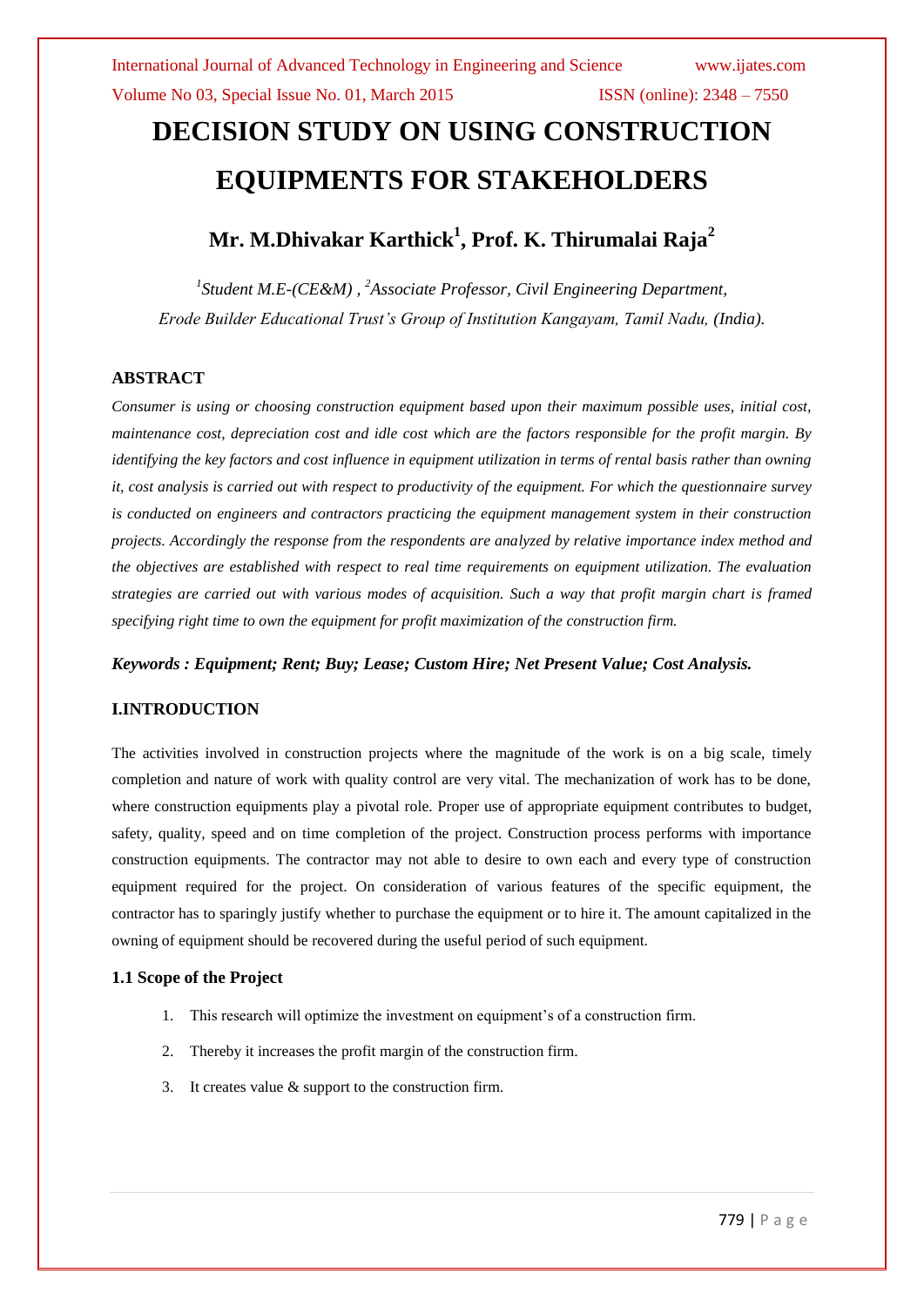# DECISION STUDY ON USING CONSTRUCTION EQUIPMENTS FOR STAKEHOLDERS

## Mr. M.Dhivakar Karthick[1], Prof. K. Thirumalai Raja[2]

*[1]Student M.E-(CE&M) , [2]Associate Professor, Civil Engineering Department,*
*Erode Builder Educational Trust's Group of Institution Kangayam, Tamil Nadu, (India).*

### ABSTRACT

*Consumer is using or choosing construction equipment based upon their maximum possible uses, initial cost, maintenance cost, depreciation cost and idle cost which are the factors responsible for the profit margin. By identifying the key factors and cost influence in equipment utilization in terms of rental basis rather than owning it, cost analysis is carried out with respect to productivity of the equipment. For which the questionnaire survey is conducted on engineers and contractors practicing the equipment management system in their construction projects. Accordingly the response from the respondents are analyzed by relative importance index method and the objectives are established with respect to real time requirements on equipment utilization. The evaluation strategies are carried out with various modes of acquisition. Such a way that profit margin chart is framed specifying right time to own the equipment for profit maximization of the construction firm.*

***Keywords : Equipment; Rent; Buy; Lease; Custom Hire; Net Present Value; Cost Analysis.***

### I.INTRODUCTION

The activities involved in construction projects where the magnitude of the work is on a big scale, timely completion and nature of work with quality control are very vital. The mechanization of work has to be done, where construction equipments play a pivotal role. Proper use of appropriate equipment contributes to budget, safety, quality, speed and on time completion of the project. Construction process performs with importance construction equipments. The contractor may not able to desire to own each and every type of construction equipment required for the project. On consideration of various features of the specific equipment, the contractor has to sparingly justify whether to purchase the equipment or to hire it. The amount capitalized in the owning of equipment should be recovered during the useful period of such equipment.

#### 1.1 Scope of the Project

1. This research will optimize the investment on equipment's of a construction firm.
2. Thereby it increases the profit margin of the construction firm.
3. It creates value & support to the construction firm.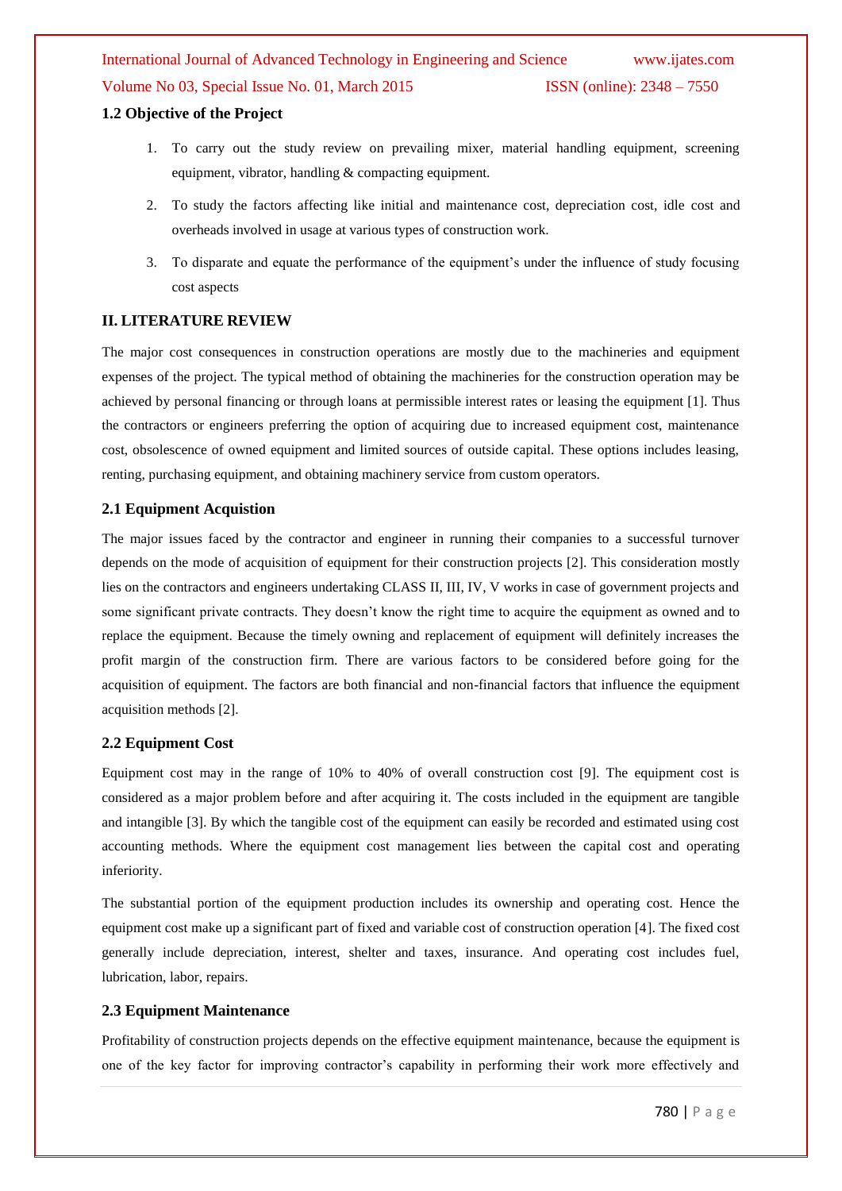### 1.2 Objective of the Project

1. To carry out the study review on prevailing mixer, material handling equipment, screening equipment, vibrator, handling & compacting equipment.
2. To study the factors affecting like initial and maintenance cost, depreciation cost, idle cost and overheads involved in usage at various types of construction work.
3. To disparate and equate the performance of the equipment's under the influence of study focusing cost aspects

## II. LITERATURE REVIEW

The major cost consequences in construction operations are mostly due to the machineries and equipment expenses of the project. The typical method of obtaining the machineries for the construction operation may be achieved by personal financing or through loans at permissible interest rates or leasing the equipment [1]. Thus the contractors or engineers preferring the option of acquiring due to increased equipment cost, maintenance cost, obsolescence of owned equipment and limited sources of outside capital. These options includes leasing, renting, purchasing equipment, and obtaining machinery service from custom operators.

### 2.1 Equipment Acquistion

The major issues faced by the contractor and engineer in running their companies to a successful turnover depends on the mode of acquisition of equipment for their construction projects [2]. This consideration mostly lies on the contractors and engineers undertaking CLASS II, III, IV, V works in case of government projects and some significant private contracts. They doesn't know the right time to acquire the equipment as owned and to replace the equipment. Because the timely owning and replacement of equipment will definitely increases the profit margin of the construction firm. There are various factors to be considered before going for the acquisition of equipment. The factors are both financial and non-financial factors that influence the equipment acquisition methods [2].

### 2.2 Equipment Cost

Equipment cost may in the range of 10% to 40% of overall construction cost [9]. The equipment cost is considered as a major problem before and after acquiring it. The costs included in the equipment are tangible and intangible [3]. By which the tangible cost of the equipment can easily be recorded and estimated using cost accounting methods. Where the equipment cost management lies between the capital cost and operating inferiority.

The substantial portion of the equipment production includes its ownership and operating cost. Hence the equipment cost make up a significant part of fixed and variable cost of construction operation [4]. The fixed cost generally include depreciation, interest, shelter and taxes, insurance. And operating cost includes fuel, lubrication, labor, repairs.

### 2.3 Equipment Maintenance

Profitability of construction projects depends on the effective equipment maintenance, because the equipment is one of the key factor for improving contractor's capability in performing their work more effectively and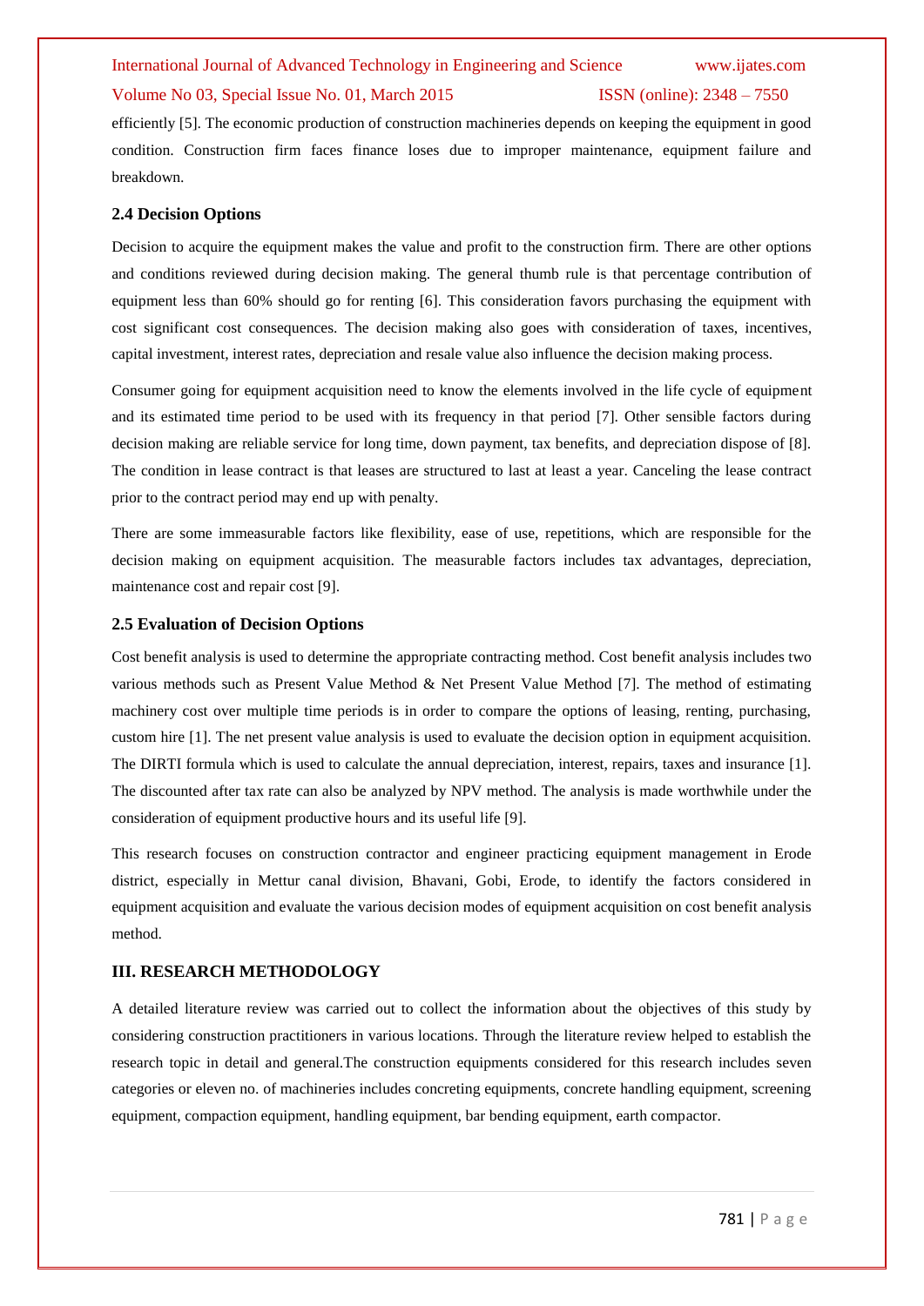efficiently [5]. The economic production of construction machineries depends on keeping the equipment in good condition. Construction firm faces finance loses due to improper maintenance, equipment failure and breakdown.

### 2.4 Decision Options

Decision to acquire the equipment makes the value and profit to the construction firm. There are other options and conditions reviewed during decision making. The general thumb rule is that percentage contribution of equipment less than 60% should go for renting [6]. This consideration favors purchasing the equipment with cost significant cost consequences. The decision making also goes with consideration of taxes, incentives, capital investment, interest rates, depreciation and resale value also influence the decision making process.

Consumer going for equipment acquisition need to know the elements involved in the life cycle of equipment and its estimated time period to be used with its frequency in that period [7]. Other sensible factors during decision making are reliable service for long time, down payment, tax benefits, and depreciation dispose of [8]. The condition in lease contract is that leases are structured to last at least a year. Canceling the lease contract prior to the contract period may end up with penalty.

There are some immeasurable factors like flexibility, ease of use, repetitions, which are responsible for the decision making on equipment acquisition. The measurable factors includes tax advantages, depreciation, maintenance cost and repair cost [9].

### 2.5 Evaluation of Decision Options

Cost benefit analysis is used to determine the appropriate contracting method. Cost benefit analysis includes two various methods such as Present Value Method & Net Present Value Method [7]. The method of estimating machinery cost over multiple time periods is in order to compare the options of leasing, renting, purchasing, custom hire [1]. The net present value analysis is used to evaluate the decision option in equipment acquisition. The DIRTI formula which is used to calculate the annual depreciation, interest, repairs, taxes and insurance [1]. The discounted after tax rate can also be analyzed by NPV method. The analysis is made worthwhile under the consideration of equipment productive hours and its useful life [9].

This research focuses on construction contractor and engineer practicing equipment management in Erode district, especially in Mettur canal division, Bhavani, Gobi, Erode, to identify the factors considered in equipment acquisition and evaluate the various decision modes of equipment acquisition on cost benefit analysis method.

## III. RESEARCH METHODOLOGY

A detailed literature review was carried out to collect the information about the objectives of this study by considering construction practitioners in various locations. Through the literature review helped to establish the research topic in detail and general.The construction equipments considered for this research includes seven categories or eleven no. of machineries includes concreting equipments, concrete handling equipment, screening equipment, compaction equipment, handling equipment, bar bending equipment, earth compactor.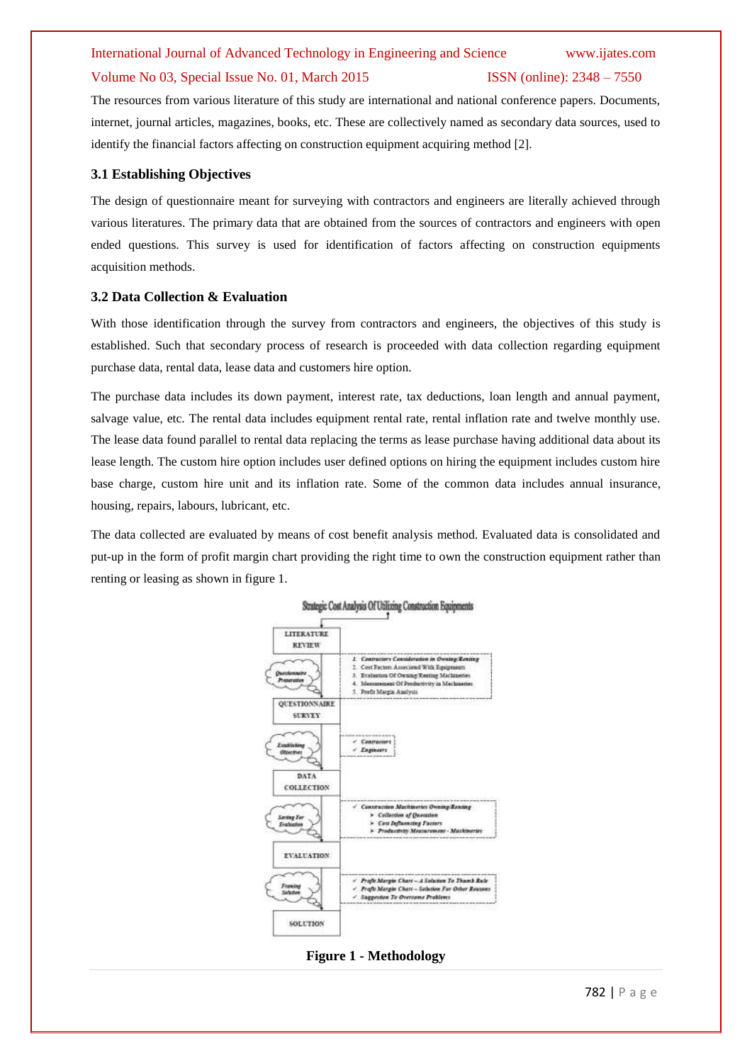The resources from various literature of this study are international and national conference papers. Documents, internet, journal articles, magazines, books, etc. These are collectively named as secondary data sources, used to identify the financial factors affecting on construction equipment acquiring method [2].

### 3.1 Establishing Objectives

The design of questionnaire meant for surveying with contractors and engineers are literally achieved through various literatures. The primary data that are obtained from the sources of contractors and engineers with open ended questions. This survey is used for identification of factors affecting on construction equipments acquisition methods.

### 3.2 Data Collection & Evaluation

With those identification through the survey from contractors and engineers, the objectives of this study is established. Such that secondary process of research is proceeded with data collection regarding equipment purchase data, rental data, lease data and customers hire option.

The purchase data includes its down payment, interest rate, tax deductions, loan length and annual payment, salvage value, etc. The rental data includes equipment rental rate, rental inflation rate and twelve monthly use. The lease data found parallel to rental data replacing the terms as lease purchase having additional data about its lease length. The custom hire option includes user defined options on hiring the equipment includes custom hire base charge, custom hire unit and its inflation rate. Some of the common data includes annual insurance, housing, repairs, labours, lubricant, etc.

The data collected are evaluated by means of cost benefit analysis method. Evaluated data is consolidated and put-up in the form of profit margin chart providing the right time to own the construction equipment rather than renting or leasing as shown in figure 1.

**Figure 1 - Methodology**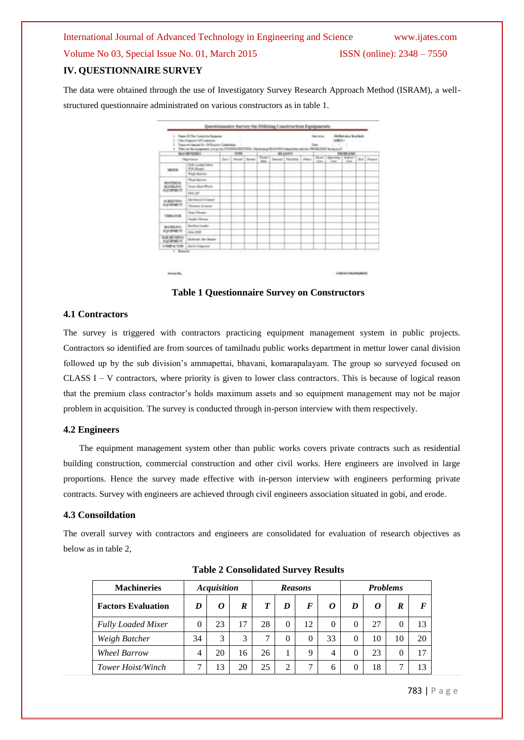## IV. QUESTIONNAIRE SURVEY

The data were obtained through the use of Investigatory Survey Research Approach Method (ISRAM), a well-structured questionnaire administrated on various constructors as in table 1.

**Table 1 Questionnaire Survey on Constructors**

### 4.1 Contractors

The survey is triggered with contractors practicing equipment management system in public projects. Contractors so identified are from sources of tamilnadu public works department in mettur lower canal division followed up by the sub division's ammapettai, bhavani, komarapalayam. The group so surveyed focused on CLASS I – V contractors, where priority is given to lower class contractors. This is because of logical reason that the premium class contractor's holds maximum assets and so equipment management may not be major problem in acquisition. The survey is conducted through in-person interview with them respectively.

### 4.2 Engineers

The equipment management system other than public works covers private contracts such as residential building construction, commercial construction and other civil works. Here engineers are involved in large proportions. Hence the survey made effective with in-person interview with engineers performing private contracts. Survey with engineers are achieved through civil engineers association situated in gobi, and erode.

### 4.3 Consoildation

The overall survey with contractors and engineers are consolidated for evaluation of research objectives as below as in table 2,

**Table 2 Consolidated Survey Results**

| Machineries | *Acquisition* | | | *Reasons* | | | | *Problems* | | | |
|---|---|---|---|---|---|---|---|---|---|---|---|
| **Factors Evaluation** | ***D*** | ***O*** | ***R*** | ***T*** | ***D*** | ***F*** | ***O*** | ***D*** | ***O*** | ***R*** | ***F*** |
| *Fully Loaded Mixer* | 0 | 23 | 17 | 28 | 0 | 12 | 0 | 0 | 27 | 0 | 13 |
| *Weigh Batcher* | 34 | 3 | 3 | 7 | 0 | 0 | 33 | 0 | 10 | 10 | 20 |
| *Wheel Barrow* | 4 | 20 | 16 | 26 | 1 | 9 | 4 | 0 | 23 | 0 | 17 |
| *Tower Hoist/Winch* | 7 | 13 | 20 | 25 | 2 | 7 | 6 | 0 | 18 | 7 | 13 |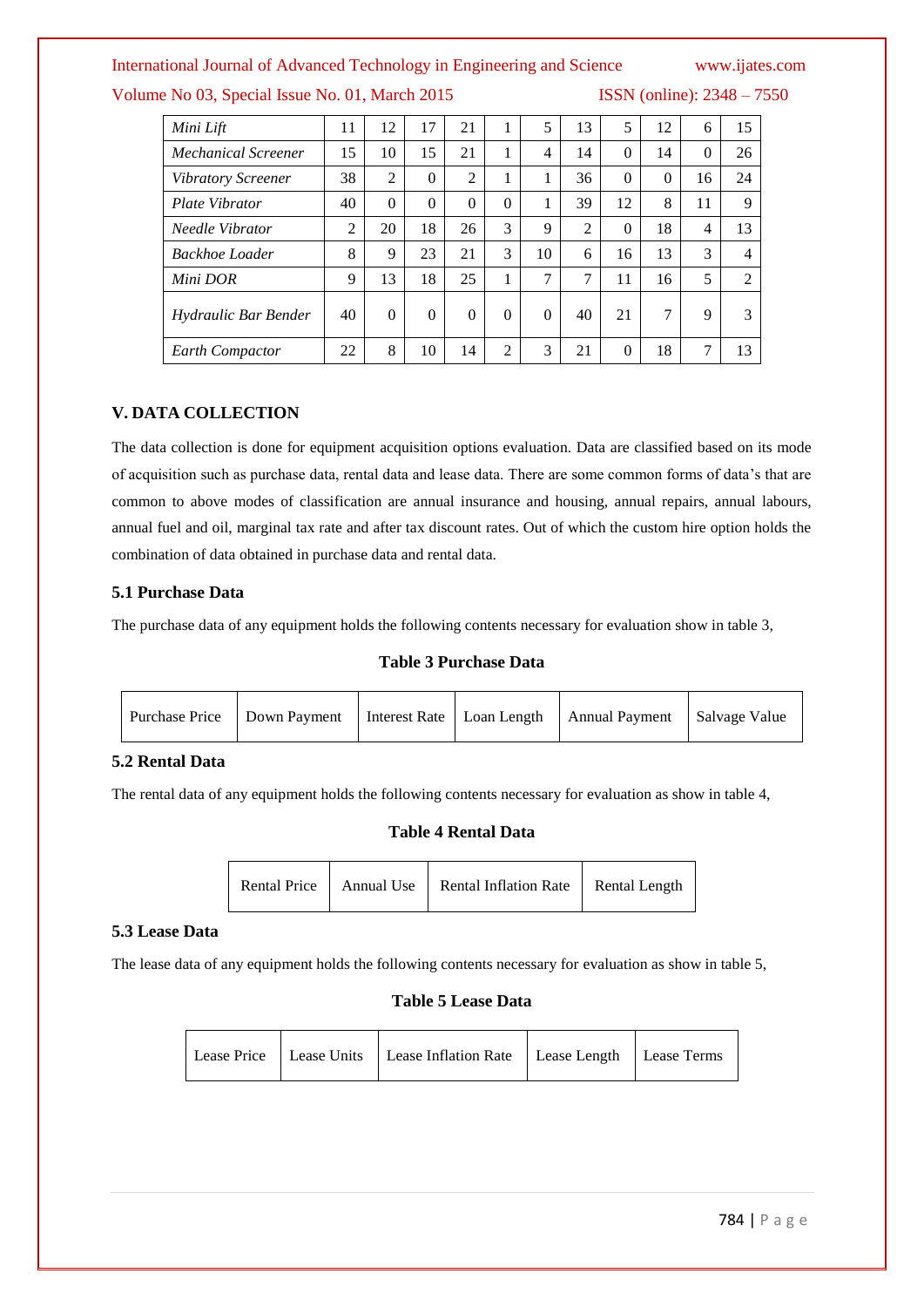| Mini Lift | 11 | 12 | 17 | 21 | 1 | 5 | 13 | 5 | 12 | 6 | 15 |
|---|---|---|---|---|---|---|---|---|---|---|---|
| Mechanical Screener | 15 | 10 | 15 | 21 | 1 | 4 | 14 | 0 | 14 | 0 | 26 |
| Vibratory Screener | 38 | 2 | 0 | 2 | 1 | 1 | 36 | 0 | 0 | 16 | 24 |
| Plate Vibrator | 40 | 0 | 0 | 0 | 0 | 1 | 39 | 12 | 8 | 11 | 9 |
| Needle Vibrator | 2 | 20 | 18 | 26 | 3 | 9 | 2 | 0 | 18 | 4 | 13 |
| Backhoe Loader | 8 | 9 | 23 | 21 | 3 | 10 | 6 | 16 | 13 | 3 | 4 |
| Mini DOR | 9 | 13 | 18 | 25 | 1 | 7 | 7 | 11 | 16 | 5 | 2 |
| Hydraulic Bar Bender | 40 | 0 | 0 | 0 | 0 | 0 | 40 | 21 | 7 | 9 | 3 |
| Earth Compactor | 22 | 8 | 10 | 14 | 2 | 3 | 21 | 0 | 18 | 7 | 13 |

## V. DATA COLLECTION

The data collection is done for equipment acquisition options evaluation. Data are classified based on its mode of acquisition such as purchase data, rental data and lease data. There are some common forms of data's that are common to above modes of classification are annual insurance and housing, annual repairs, annual labours, annual fuel and oil, marginal tax rate and after tax discount rates. Out of which the custom hire option holds the combination of data obtained in purchase data and rental data.

### 5.1 Purchase Data

The purchase data of any equipment holds the following contents necessary for evaluation show in table 3,

**Table 3 Purchase Data**

| Purchase Price | Down Payment | Interest Rate | Loan Length | Annual Payment | Salvage Value |
|---|---|---|---|---|---|

### 5.2 Rental Data

The rental data of any equipment holds the following contents necessary for evaluation as show in table 4,

**Table 4 Rental Data**

| Rental Price | Annual Use | Rental Inflation Rate | Rental Length |
|---|---|---|---|

### 5.3 Lease Data

The lease data of any equipment holds the following contents necessary for evaluation as show in table 5,

**Table 5 Lease Data**

| Lease Price | Lease Units | Lease Inflation Rate | Lease Length | Lease Terms |
|---|---|---|---|---|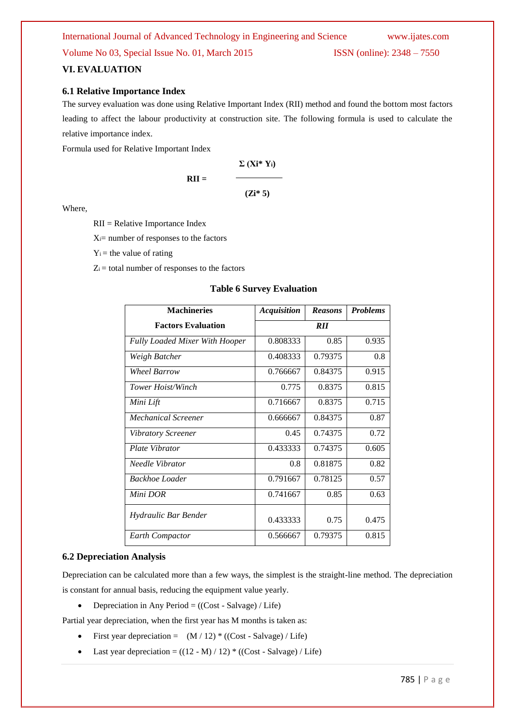## VI. EVALUATION

### 6.1 Relative Importance Index

The survey evaluation was done using Relative Important Index (RII) method and found the bottom most factors leading to affect the labour productivity at construction site. The following formula is used to calculate the relative importance index.

Formula used for Relative Important Index

$$RII = \frac{\Sigma (X_i * Y_i)}{(Z_i * 5)}$$

Where,

RII = Relative Importance Index

$X_i$= number of responses to the factors

$Y_i$ = the value of rating

$Z_i$ = total number of responses to the factors

**Table 6 Survey Evaluation**

| **Machineries** | ***Acquisition*** | ***Reasons*** | ***Problems*** |
|---|---|---|---|
| **Factors Evaluation** | ***RII*** | | |
| *Fully Loaded Mixer With Hooper* | 0.808333 | 0.85 | 0.935 |
| *Weigh Batcher* | 0.408333 | 0.79375 | 0.8 |
| *Wheel Barrow* | 0.766667 | 0.84375 | 0.915 |
| *Tower Hoist/Winch* | 0.775 | 0.8375 | 0.815 |
| *Mini Lift* | 0.716667 | 0.8375 | 0.715 |
| *Mechanical Screener* | 0.666667 | 0.84375 | 0.87 |
| *Vibratory Screener* | 0.45 | 0.74375 | 0.72 |
| *Plate Vibrator* | 0.433333 | 0.74375 | 0.605 |
| *Needle Vibrator* | 0.8 | 0.81875 | 0.82 |
| *Backhoe Loader* | 0.791667 | 0.78125 | 0.57 |
| *Mini DOR* | 0.741667 | 0.85 | 0.63 |
| *Hydraulic Bar Bender* | 0.433333 | 0.75 | 0.475 |
| *Earth Compactor* | 0.566667 | 0.79375 | 0.815 |

### 6.2 Depreciation Analysis

Depreciation can be calculated more than a few ways, the simplest is the straight-line method. The depreciation is constant for annual basis, reducing the equipment value yearly.

- Depreciation in Any Period = ((Cost - Salvage) / Life)

Partial year depreciation, when the first year has M months is taken as:

- First year depreciation = (M / 12) * ((Cost - Salvage) / Life)
- Last year depreciation = ((12 - M) / 12) * ((Cost - Salvage) / Life)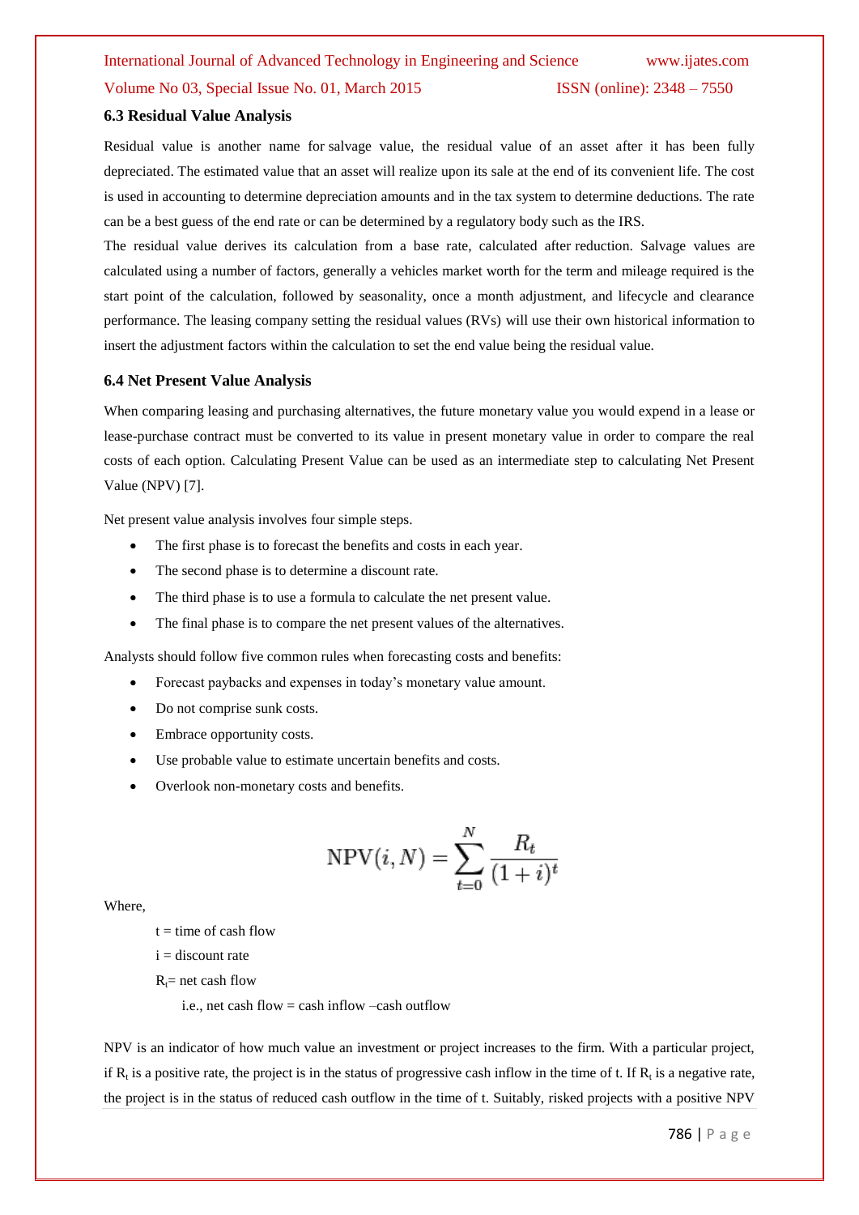### 6.3 Residual Value Analysis

Residual value is another name for salvage value, the residual value of an asset after it has been fully depreciated. The estimated value that an asset will realize upon its sale at the end of its convenient life. The cost is used in accounting to determine depreciation amounts and in the tax system to determine deductions. The rate can be a best guess of the end rate or can be determined by a regulatory body such as the IRS.

The residual value derives its calculation from a base rate, calculated after reduction. Salvage values are calculated using a number of factors, generally a vehicles market worth for the term and mileage required is the start point of the calculation, followed by seasonality, once a month adjustment, and lifecycle and clearance performance. The leasing company setting the residual values (RVs) will use their own historical information to insert the adjustment factors within the calculation to set the end value being the residual value.

### 6.4 Net Present Value Analysis

When comparing leasing and purchasing alternatives, the future monetary value you would expend in a lease or lease-purchase contract must be converted to its value in present monetary value in order to compare the real costs of each option. Calculating Present Value can be used as an intermediate step to calculating Net Present Value (NPV) [7].

Net present value analysis involves four simple steps.

- The first phase is to forecast the benefits and costs in each year.
- The second phase is to determine a discount rate.
- The third phase is to use a formula to calculate the net present value.
- The final phase is to compare the net present values of the alternatives.

Analysts should follow five common rules when forecasting costs and benefits:

- Forecast paybacks and expenses in today's monetary value amount.
- Do not comprise sunk costs.
- Embrace opportunity costs.
- Use probable value to estimate uncertain benefits and costs.
- Overlook non-monetary costs and benefits.

$$\text{NPV}(i, N) = \sum_{t=0}^{N} \frac{R_t}{(1+i)^t}$$

Where,

t = time of cash flow

i = discount rate

$R_t$= net cash flow

i.e., net cash flow = cash inflow –cash outflow

NPV is an indicator of how much value an investment or project increases to the firm. With a particular project, if $R_t$ is a positive rate, the project is in the status of progressive cash inflow in the time of t. If $R_t$ is a negative rate, the project is in the status of reduced cash outflow in the time of t. Suitably, risked projects with a positive NPV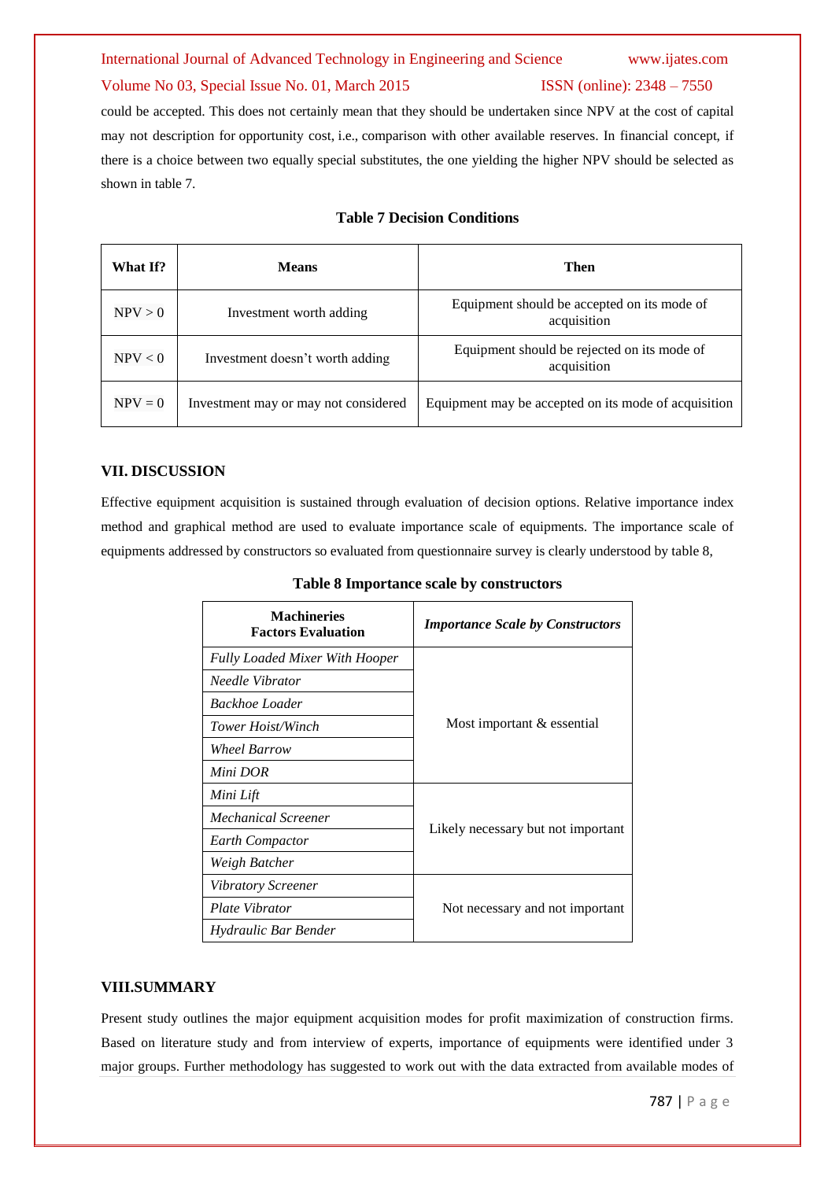could be accepted. This does not certainly mean that they should be undertaken since NPV at the cost of capital may not description for opportunity cost, i.e., comparison with other available reserves. In financial concept, if there is a choice between two equally special substitutes, the one yielding the higher NPV should be selected as shown in table 7.

**Table 7 Decision Conditions**

| What If? | Means | Then |
|---|---|---|
| NPV > 0 | Investment worth adding | Equipment should be accepted on its mode of acquisition |
| NPV < 0 | Investment doesn't worth adding | Equipment should be rejected on its mode of acquisition |
| NPV = 0 | Investment may or may not considered | Equipment may be accepted on its mode of acquisition |

## VII. DISCUSSION

Effective equipment acquisition is sustained through evaluation of decision options. Relative importance index method and graphical method are used to evaluate importance scale of equipments. The importance scale of equipments addressed by constructors so evaluated from questionnaire survey is clearly understood by table 8,

**Table 8 Importance scale by constructors**

| Machineries Factors Evaluation | *Importance Scale by Constructors* |
|---|---|
| *Fully Loaded Mixer With Hooper* | Most important & essential |
| *Needle Vibrator* | |
| *Backhoe Loader* | |
| *Tower Hoist/Winch* | |
| *Wheel Barrow* | |
| *Mini DOR* | |
| *Mini Lift* | Likely necessary but not important |
| *Mechanical Screener* | |
| *Earth Compactor* | |
| *Weigh Batcher* | |
| *Vibratory Screener* | Not necessary and not important |
| *Plate Vibrator* | |
| *Hydraulic Bar Bender* | |

## VIII.SUMMARY

Present study outlines the major equipment acquisition modes for profit maximization of construction firms. Based on literature study and from interview of experts, importance of equipments were identified under 3 major groups. Further methodology has suggested to work out with the data extracted from available modes of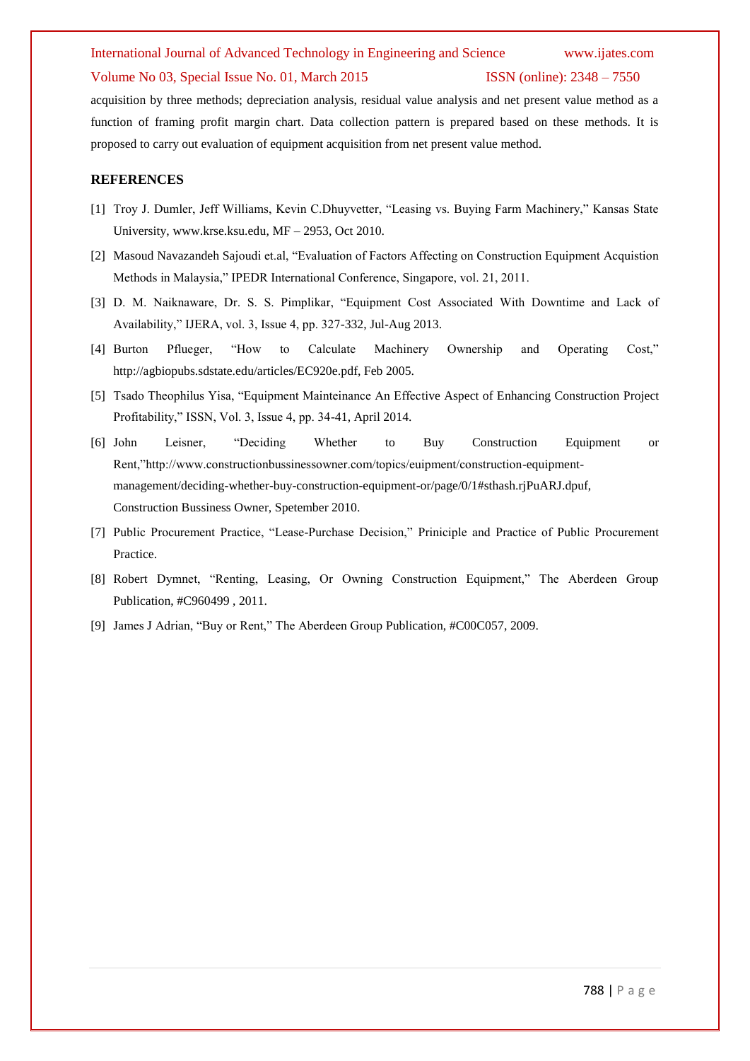acquisition by three methods; depreciation analysis, residual value analysis and net present value method as a function of framing profit margin chart. Data collection pattern is prepared based on these methods. It is proposed to carry out evaluation of equipment acquisition from net present value method.

## REFERENCES

[1] Troy J. Dumler, Jeff Williams, Kevin C.Dhuyvetter, "Leasing vs. Buying Farm Machinery," Kansas State University, www.krse.ksu.edu, MF – 2953, Oct 2010.

[2] Masoud Navazandeh Sajoudi et.al, "Evaluation of Factors Affecting on Construction Equipment Acquistion Methods in Malaysia," IPEDR International Conference, Singapore, vol. 21, 2011.

[3] D. M. Naiknaware, Dr. S. S. Pimplikar, "Equipment Cost Associated With Downtime and Lack of Availability," IJERA, vol. 3, Issue 4, pp. 327-332, Jul-Aug 2013.

[4] Burton Pflueger, "How to Calculate Machinery Ownership and Operating Cost," http://agbiopubs.sdstate.edu/articles/EC920e.pdf, Feb 2005.

[5] Tsado Theophilus Yisa, "Equipment Mainteinance An Effective Aspect of Enhancing Construction Project Profitability," ISSN, Vol. 3, Issue 4, pp. 34-41, April 2014.

[6] John Leisner, "Deciding Whether to Buy Construction Equipment or Rent,"http://www.constructionbussinessowner.com/topics/euipment/construction-equipment-management/deciding-whether-buy-construction-equipment-or/page/0/1#sthash.rjPuARJ.dpuf, Construction Bussiness Owner, Spetember 2010.

[7] Public Procurement Practice, "Lease-Purchase Decision," Priniciple and Practice of Public Procurement Practice.

[8] Robert Dymnet, "Renting, Leasing, Or Owning Construction Equipment," The Aberdeen Group Publication, #C960499 , 2011.

[9] James J Adrian, "Buy or Rent," The Aberdeen Group Publication, #C00C057, 2009.